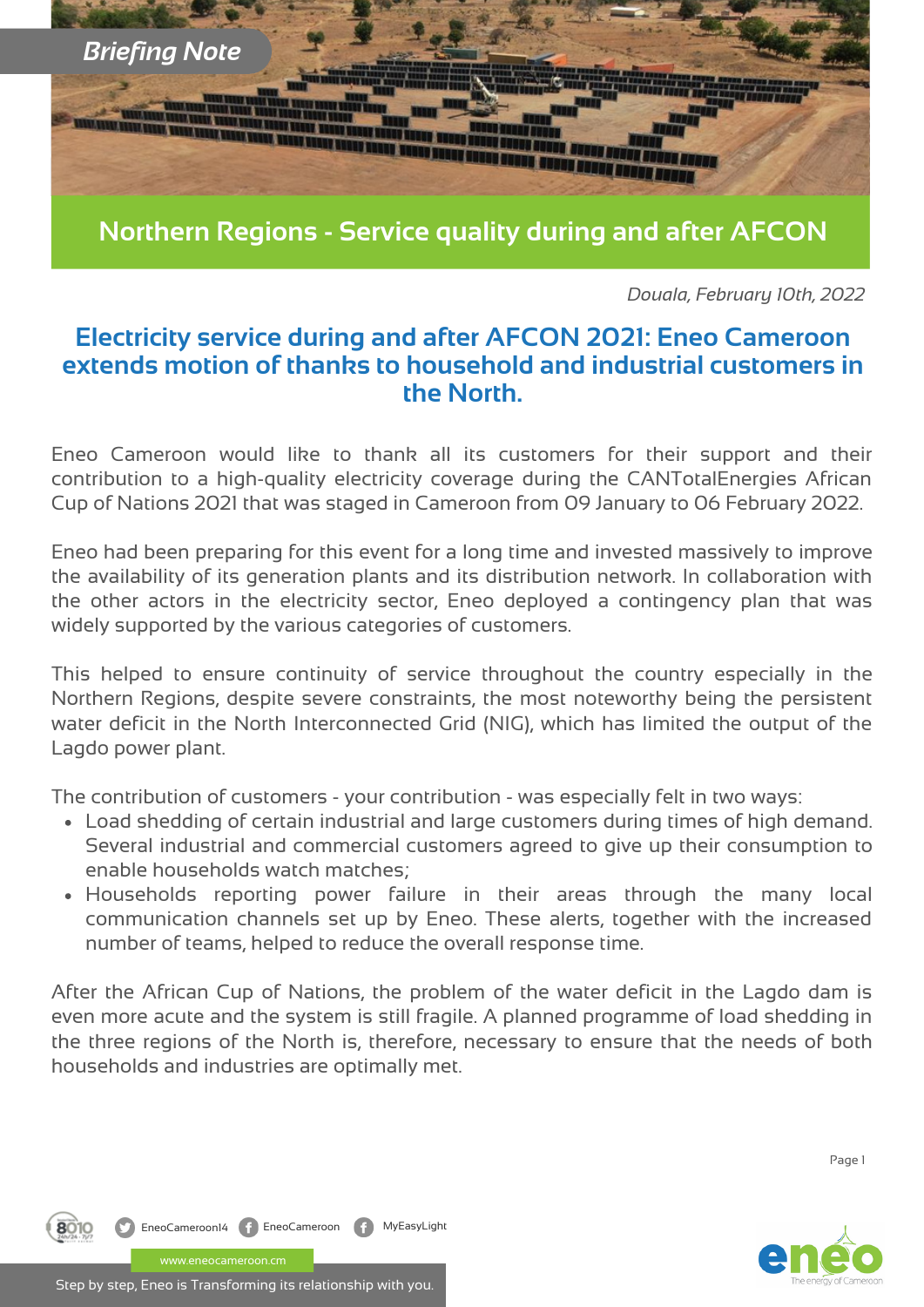*Briefing Note*

# Northern Regions - Service quality during and after AFCON

*Douala, February 10th, 2022*

## Electricity service during and after AFCON 2021: Eneo Cameroon extends motion of thanks to household and industrial customers in the North.

Eneo Cameroon would like to thank all its customers for their support and their contribution to a high-quality electricity coverage during the CANTotalEnergies African Cup of Nations 2021 that was staged in Cameroon from 09 January to 06 February 2022.

Eneo had been preparing for this event for a long time and invested massively to improve the availability of its generation plants and its distribution network. In collaboration with the other actors in the electricity sector, Eneo deployed a contingency plan that was widely supported by the various categories of customers.

This helped to ensure continuity of service throughout the country especially in the Northern Regions, despite severe constraints, the most noteworthy being the persistent water deficit in the North Interconnected Grid (NIG), which has limited the output of the Lagdo power plant.

The contribution of customers - your contribution - was especially felt in two ways:

- Load shedding of certain industrial and large customers during times of high demand. Several industrial and commercial customers agreed to give up their consumption to enable households watch matches;
- Households reporting power failure in their areas through the many local communication channels set up by Eneo. These alerts, together with the increased number of teams, helped to reduce the overall response time.

After the African Cup of Nations, the problem of the water deficit in the Lagdo dam is even more acute and the system is still fragile. A planned programme of load shedding in the three regions of the North is, therefore, necessary to ensure that the needs of both households and industries are optimally met.

8010 | EneoCameroon14 | EneoCameroon | MyEasyLight

www.eneocameroon.cm

Step by step, Eneo is Transforming its relationship with you.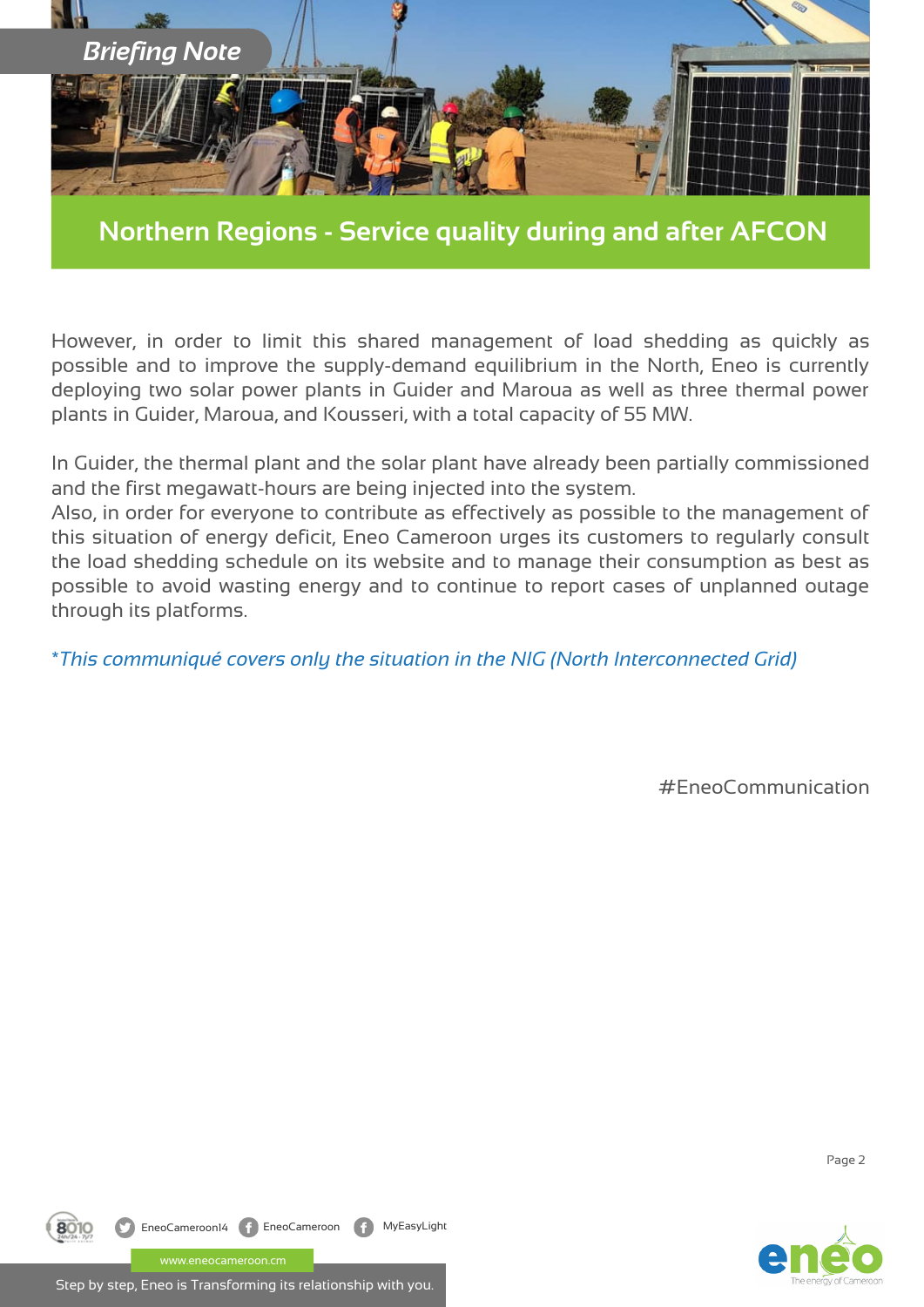*Briefing Note*

## Northern Regions - Service quality during and after AFCON

However, in order to limit this shared management of load shedding as quickly as possible and to improve the supply-demand equilibrium in the North, Eneo is currently deploying two solar power plants in Guider and Maroua as well as three thermal power plants in Guider, Maroua, and Kousseri, with a total capacity of 55 MW.

In Guider, the thermal plant and the solar plant have already been partially commissioned and the first megawatt-hours are being injected into the system.
Also, in order for everyone to contribute as effectively as possible to the management of this situation of energy deficit, Eneo Cameroon urges its customers to regularly consult the load shedding schedule on its website and to manage their consumption as best as possible to avoid wasting energy and to continue to report cases of unplanned outage through its platforms.

*\*This communiqué covers only the situation in the NIG (North Interconnected Grid)*

#EneoCommunication

8010 EneoCameroon14 EneoCameroon MyEasyLight

www.eneocameroon.cm

Step by step, Eneo is Transforming its relationship with you.

eneo The energy of Cameroon